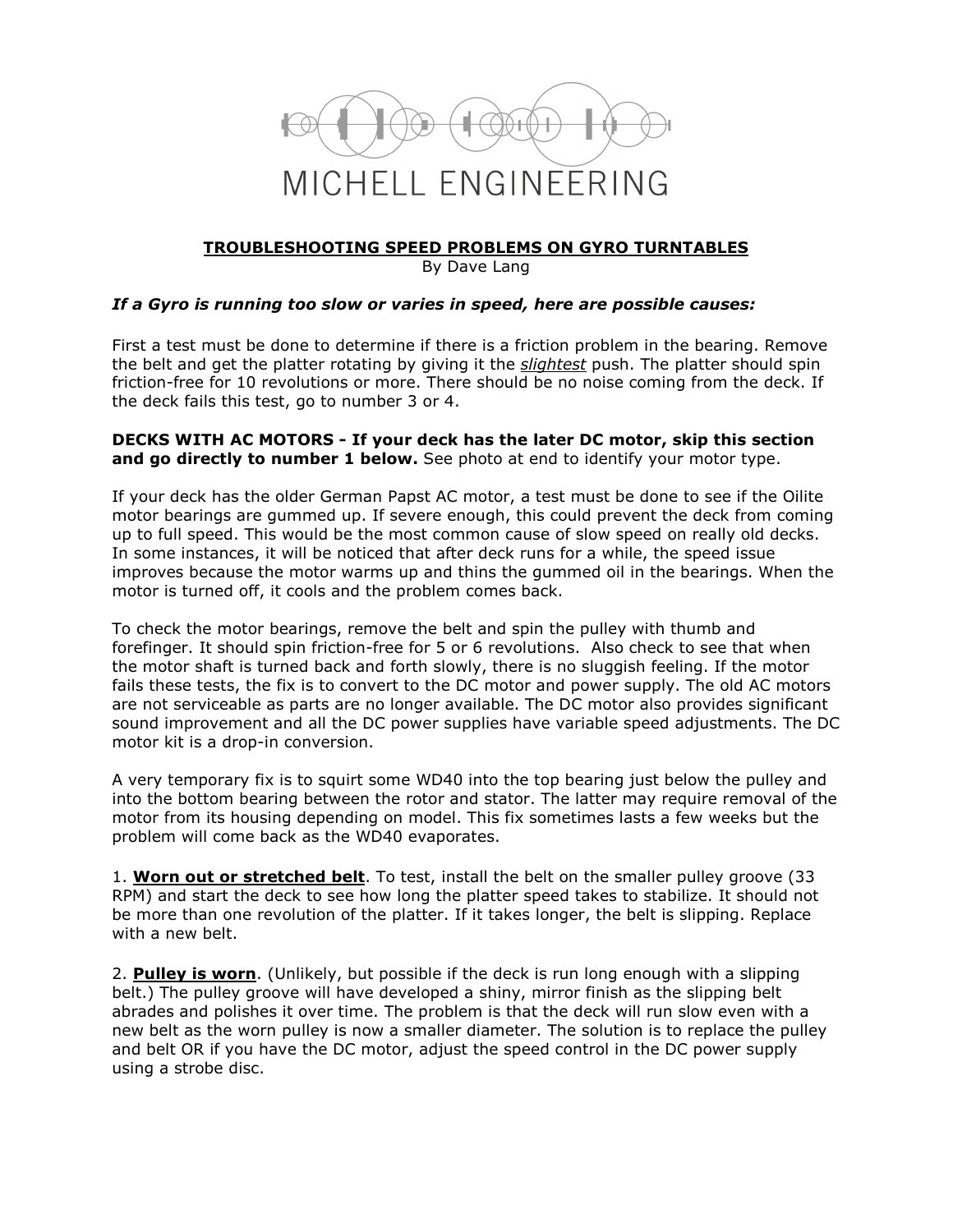MICHELL ENGINEERING

# TROUBLESHOOTING SPEED PROBLEMS ON GYRO TURNTABLES

By Dave Lang

***If a Gyro is running too slow or varies in speed, here are possible causes:***

First a test must be done to determine if there is a friction problem in the bearing. Remove the belt and get the platter rotating by giving it the ***slightest*** push. The platter should spin friction-free for 10 revolutions or more. There should be no noise coming from the deck. If the deck fails this test, go to number 3 or 4.

**DECKS WITH AC MOTORS - If your deck has the later DC motor, skip this section and go directly to number 1 below.** See photo at end to identify your motor type.

If your deck has the older German Papst AC motor, a test must be done to see if the Oilite motor bearings are gummed up. If severe enough, this could prevent the deck from coming up to full speed. This would be the most common cause of slow speed on really old decks. In some instances, it will be noticed that after deck runs for a while, the speed issue improves because the motor warms up and thins the gummed oil in the bearings. When the motor is turned off, it cools and the problem comes back.

To check the motor bearings, remove the belt and spin the pulley with thumb and forefinger. It should spin friction-free for 5 or 6 revolutions. Also check to see that when the motor shaft is turned back and forth slowly, there is no sluggish feeling. If the motor fails these tests, the fix is to convert to the DC motor and power supply. The old AC motors are not serviceable as parts are no longer available. The DC motor also provides significant sound improvement and all the DC power supplies have variable speed adjustments. The DC motor kit is a drop-in conversion.

A very temporary fix is to squirt some WD40 into the top bearing just below the pulley and into the bottom bearing between the rotor and stator. The latter may require removal of the motor from its housing depending on model. This fix sometimes lasts a few weeks but the problem will come back as the WD40 evaporates.

1. **Worn out or stretched belt**. To test, install the belt on the smaller pulley groove (33 RPM) and start the deck to see how long the platter speed takes to stabilize. It should not be more than one revolution of the platter. If it takes longer, the belt is slipping. Replace with a new belt.

2. **Pulley is worn**. (Unlikely, but possible if the deck is run long enough with a slipping belt.) The pulley groove will have developed a shiny, mirror finish as the slipping belt abrades and polishes it over time. The problem is that the deck will run slow even with a new belt as the worn pulley is now a smaller diameter. The solution is to replace the pulley and belt OR if you have the DC motor, adjust the speed control in the DC power supply using a strobe disc.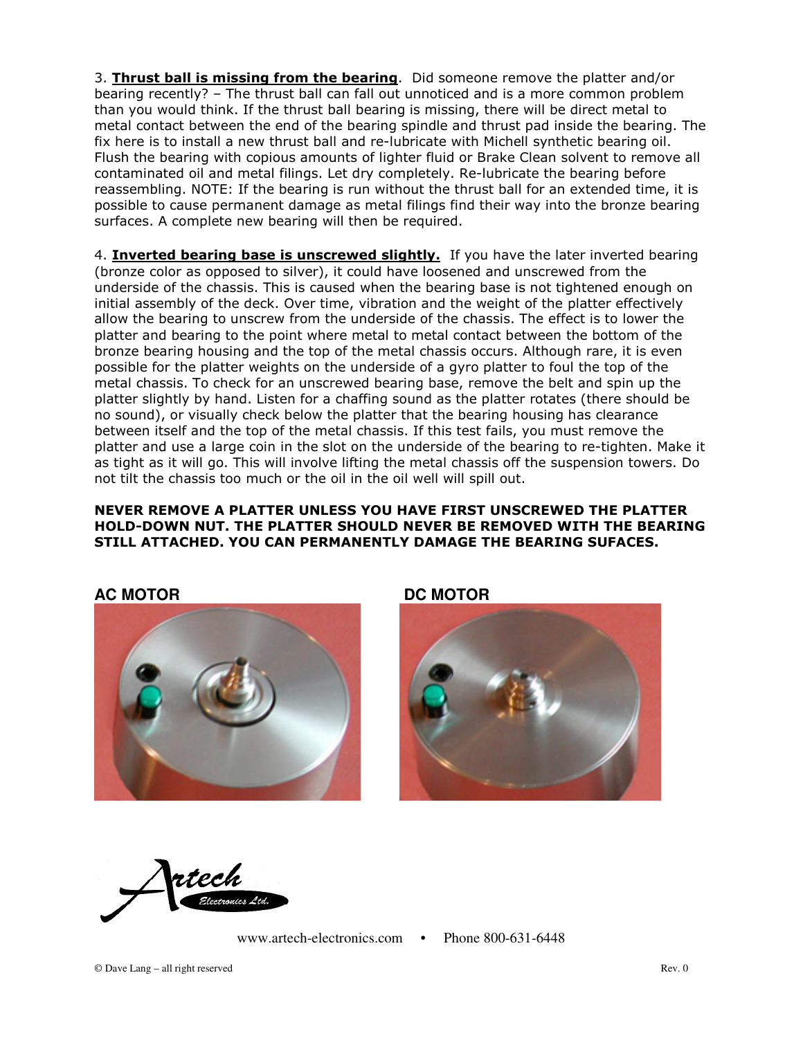3. **Thrust ball is missing from the bearing**. Did someone remove the platter and/or bearing recently? – The thrust ball can fall out unnoticed and is a more common problem than you would think. If the thrust ball bearing is missing, there will be direct metal to metal contact between the end of the bearing spindle and thrust pad inside the bearing. The fix here is to install a new thrust ball and re-lubricate with Michell synthetic bearing oil. Flush the bearing with copious amounts of lighter fluid or Brake Clean solvent to remove all contaminated oil and metal filings. Let dry completely. Re-lubricate the bearing before reassembling. NOTE: If the bearing is run without the thrust ball for an extended time, it is possible to cause permanent damage as metal filings find their way into the bronze bearing surfaces. A complete new bearing will then be required.

4. **Inverted bearing base is unscrewed slightly.** If you have the later inverted bearing (bronze color as opposed to silver), it could have loosened and unscrewed from the underside of the chassis. This is caused when the bearing base is not tightened enough on initial assembly of the deck. Over time, vibration and the weight of the platter effectively allow the bearing to unscrew from the underside of the chassis. The effect is to lower the platter and bearing to the point where metal to metal contact between the bottom of the bronze bearing housing and the top of the metal chassis occurs. Although rare, it is even possible for the platter weights on the underside of a gyro platter to foul the top of the metal chassis. To check for an unscrewed bearing base, remove the belt and spin up the platter slightly by hand. Listen for a chaffing sound as the platter rotates (there should be no sound), or visually check below the platter that the bearing housing has clearance between itself and the top of the metal chassis. If this test fails, you must remove the platter and use a large coin in the slot on the underside of the bearing to re-tighten. Make it as tight as it will go. This will involve lifting the metal chassis off the suspension towers. Do not tilt the chassis too much or the oil in the oil well will spill out.

**NEVER REMOVE A PLATTER UNLESS YOU HAVE FIRST UNSCREWED THE PLATTER HOLD-DOWN NUT. THE PLATTER SHOULD NEVER BE REMOVED WITH THE BEARING STILL ATTACHED. YOU CAN PERMANENTLY DAMAGE THE BEARING SUFACES.**

**AC MOTOR**

**DC MOTOR**

Artech Electronics Ltd.

www.artech-electronics.com • Phone 800-631-6448

© Dave Lang – all right reserved

Rev. 0